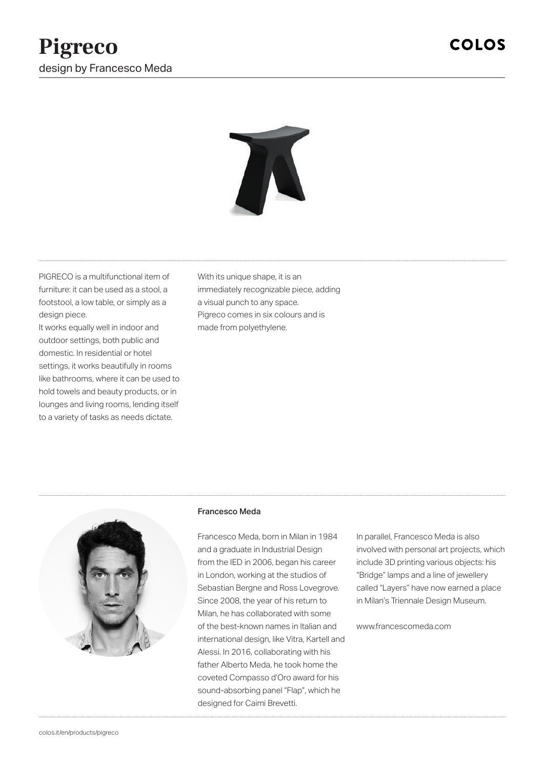# Pigreco

design by Francesco Meda

COLOS

PIGRECO is a multifunctional item of furniture: it can be used as a stool, a footstool, a low table, or simply as a design piece.
It works equally well in indoor and outdoor settings, both public and domestic. In residential or hotel settings, it works beautifully in rooms like bathrooms, where it can be used to hold towels and beauty products, or in lounges and living rooms, lending itself to a variety of tasks as needs dictate.

With its unique shape, it is an immediately recognizable piece, adding a visual punch to any space.
Pigreco comes in six colours and is made from polyethylene.

## Francesco Meda

Francesco Meda, born in Milan in 1984 and a graduate in Industrial Design from the IED in 2006, began his career in London, working at the studios of Sebastian Bergne and Ross Lovegrove. Since 2008, the year of his return to Milan, he has collaborated with some of the best-known names in Italian and international design, like Vitra, Kartell and Alessi. In 2016, collaborating with his father Alberto Meda, he took home the coveted Compasso d'Oro award for his sound-absorbing panel "Flap", which he designed for Caimi Brevetti.

In parallel, Francesco Meda is also involved with personal art projects, which include 3D printing various objects: his "Bridge" lamps and a line of jewellery called "Layers" have now earned a place in Milan's Triennale Design Museum.

www.francescomeda.com

colos.it/en/products/pigreco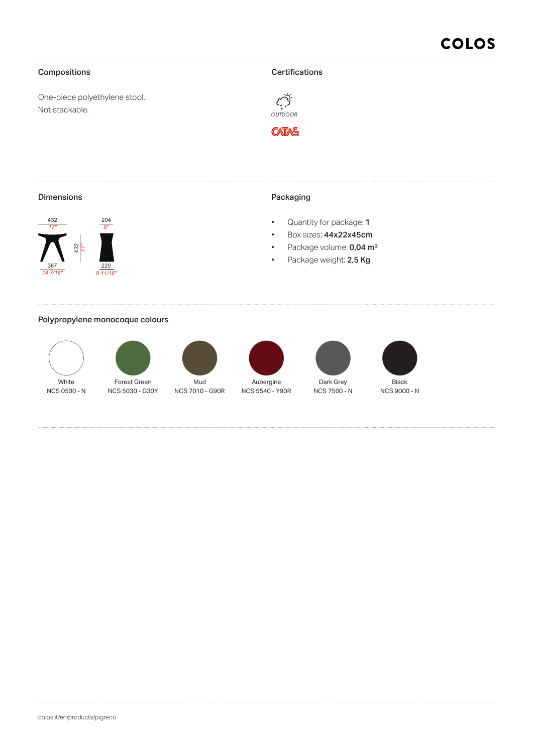## Compositions

One-piece polyethylene stool.
Not stackable.

## Certifications

OUTDOOR

CATAS

## Dimensions

432
*17"*

432
*17"*

367
*14 7/16"*

204
*8"*

220
*8 11/16"*

## Packaging

- Quantity for package: **1**
- Box sizes: **44x22x45cm**
- Package volume: **0,04 m³**
- Package weight: **2,5 Kg**

## Polypropylene monocoque colours

| Colour | NCS |
|---|---|
| White | NCS 0500 - N |
| Forest Green | NCS 5030 - G30Y |
| Mud | NCS 7010 - G90R |
| Aubergine | NCS 5540 - Y90R |
| Dark Grey | NCS 7500 - N |
| Black | NCS 9000 - N |

colos.it/en/products/pigreco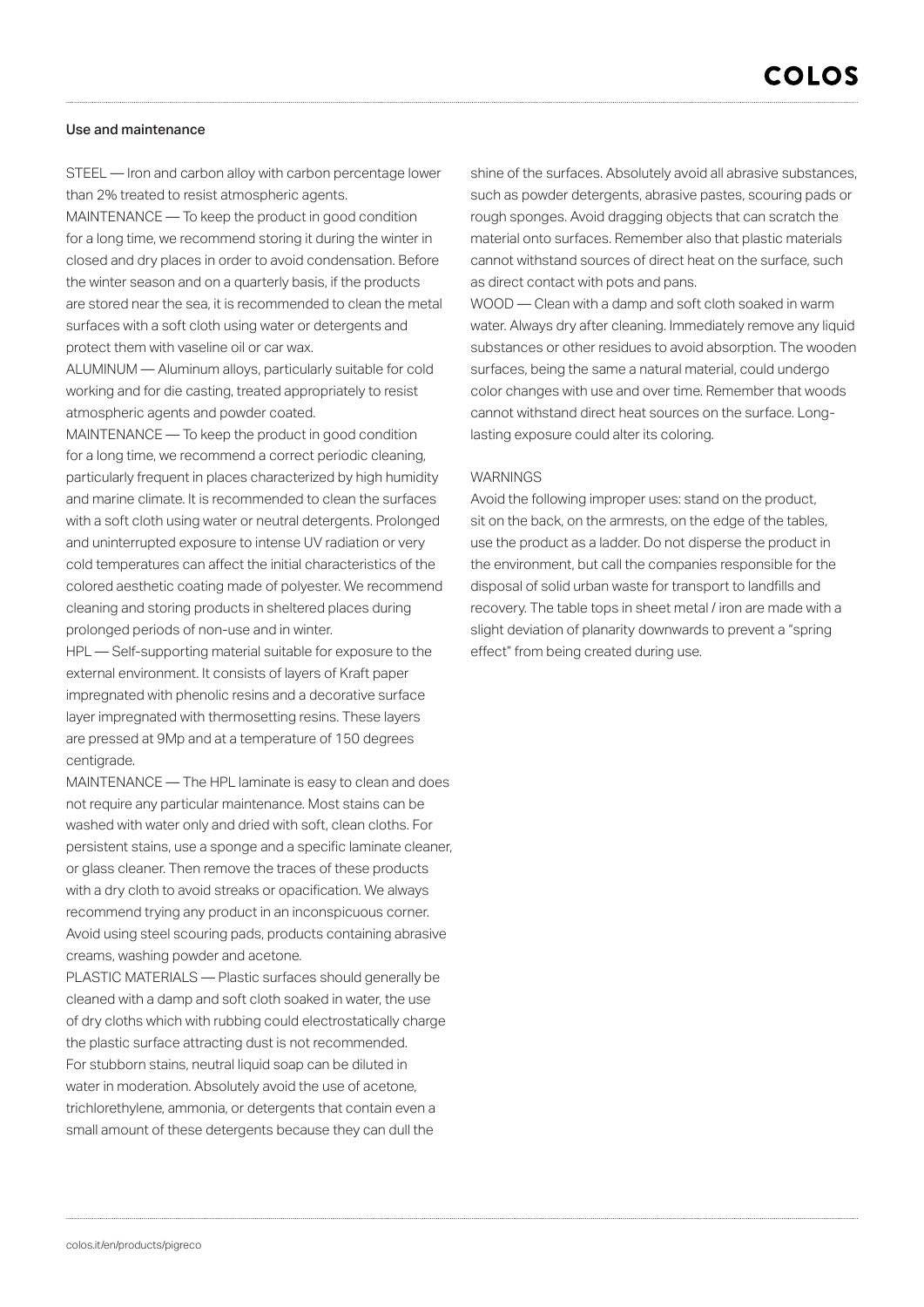## Use and maintenance

STEEL — Iron and carbon alloy with carbon percentage lower than 2% treated to resist atmospheric agents.
MAINTENANCE — To keep the product in good condition for a long time, we recommend storing it during the winter in closed and dry places in order to avoid condensation. Before the winter season and on a quarterly basis, if the products are stored near the sea, it is recommended to clean the metal surfaces with a soft cloth using water or detergents and protect them with vaseline oil or car wax.
ALUMINUM — Aluminum alloys, particularly suitable for cold working and for die casting, treated appropriately to resist atmospheric agents and powder coated.
MAINTENANCE — To keep the product in good condition for a long time, we recommend a correct periodic cleaning, particularly frequent in places characterized by high humidity and marine climate. It is recommended to clean the surfaces with a soft cloth using water or neutral detergents. Prolonged and uninterrupted exposure to intense UV radiation or very cold temperatures can affect the initial characteristics of the colored aesthetic coating made of polyester. We recommend cleaning and storing products in sheltered places during prolonged periods of non-use and in winter.
HPL — Self-supporting material suitable for exposure to the external environment. It consists of layers of Kraft paper impregnated with phenolic resins and a decorative surface layer impregnated with thermosetting resins. These layers are pressed at 9Mp and at a temperature of 150 degrees centigrade.
MAINTENANCE — The HPL laminate is easy to clean and does not require any particular maintenance. Most stains can be washed with water only and dried with soft, clean cloths. For persistent stains, use a sponge and a specific laminate cleaner, or glass cleaner. Then remove the traces of these products with a dry cloth to avoid streaks or opacification. We always recommend trying any product in an inconspicuous corner. Avoid using steel scouring pads, products containing abrasive creams, washing powder and acetone.
PLASTIC MATERIALS — Plastic surfaces should generally be cleaned with a damp and soft cloth soaked in water, the use of dry cloths which with rubbing could electrostatically charge the plastic surface attracting dust is not recommended. For stubborn stains, neutral liquid soap can be diluted in water in moderation. Absolutely avoid the use of acetone, trichlorethylene, ammonia, or detergents that contain even a small amount of these detergents because they can dull the shine of the surfaces. Absolutely avoid all abrasive substances, such as powder detergents, abrasive pastes, scouring pads or rough sponges. Avoid dragging objects that can scratch the material onto surfaces. Remember also that plastic materials cannot withstand sources of direct heat on the surface, such as direct contact with pots and pans.
WOOD — Clean with a damp and soft cloth soaked in warm water. Always dry after cleaning. Immediately remove any liquid substances or other residues to avoid absorption. The wooden surfaces, being the same a natural material, could undergo color changes with use and over time. Remember that woods cannot withstand direct heat sources on the surface. Long-lasting exposure could alter its coloring.

WARNINGS
Avoid the following improper uses: stand on the product, sit on the back, on the armrests, on the edge of the tables, use the product as a ladder. Do not disperse the product in the environment, but call the companies responsible for the disposal of solid urban waste for transport to landfills and recovery. The table tops in sheet metal / iron are made with a slight deviation of planarity downwards to prevent a "spring effect" from being created during use.